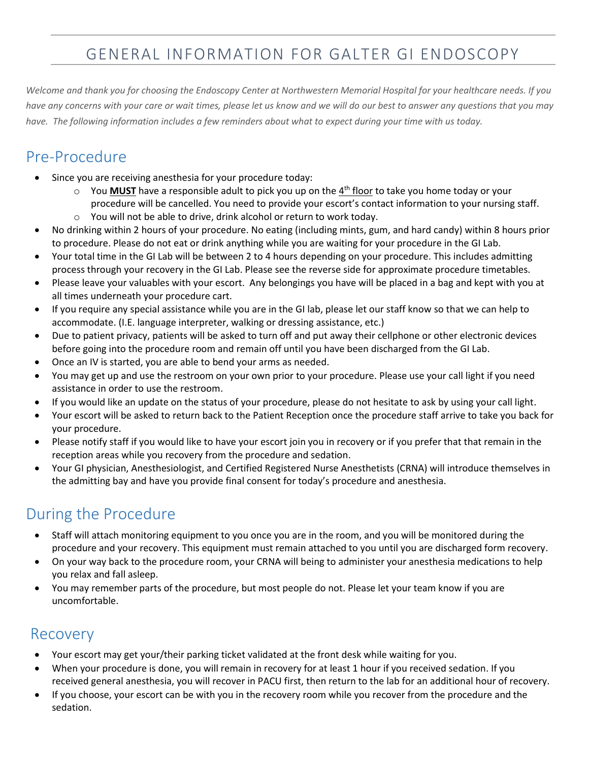# GENERAL INFORMATION FOR GALTER GI ENDOSCOPY

*Welcome and thank you for choosing the Endoscopy Center at Northwestern Memorial Hospital for your healthcare needs. If you have any concerns with your care or wait times, please let us know and we will do our best to answer any questions that you may have. The following information includes a few reminders about what to expect during your time with us today.*

## Pre-Procedure

- Since you are receiving anesthesia for your procedure today:
    - You **MUST** have a responsible adult to pick you up on the 4th floor to take you home today or your procedure will be cancelled. You need to provide your escort's contact information to your nursing staff.
    - You will not be able to drive, drink alcohol or return to work today.
- No drinking within 2 hours of your procedure. No eating (including mints, gum, and hard candy) within 8 hours prior to procedure. Please do not eat or drink anything while you are waiting for your procedure in the GI Lab.
- Your total time in the GI Lab will be between 2 to 4 hours depending on your procedure. This includes admitting process through your recovery in the GI Lab. Please see the reverse side for approximate procedure timetables.
- Please leave your valuables with your escort. Any belongings you have will be placed in a bag and kept with you at all times underneath your procedure cart.
- If you require any special assistance while you are in the GI lab, please let our staff know so that we can help to accommodate. (I.E. language interpreter, walking or dressing assistance, etc.)
- Due to patient privacy, patients will be asked to turn off and put away their cellphone or other electronic devices before going into the procedure room and remain off until you have been discharged from the GI Lab.
- Once an IV is started, you are able to bend your arms as needed.
- You may get up and use the restroom on your own prior to your procedure. Please use your call light if you need assistance in order to use the restroom.
- If you would like an update on the status of your procedure, please do not hesitate to ask by using your call light.
- Your escort will be asked to return back to the Patient Reception once the procedure staff arrive to take you back for your procedure.
- Please notify staff if you would like to have your escort join you in recovery or if you prefer that that remain in the reception areas while you recovery from the procedure and sedation.
- Your GI physician, Anesthesiologist, and Certified Registered Nurse Anesthetists (CRNA) will introduce themselves in the admitting bay and have you provide final consent for today's procedure and anesthesia.

## During the Procedure

- Staff will attach monitoring equipment to you once you are in the room, and you will be monitored during the procedure and your recovery. This equipment must remain attached to you until you are discharged form recovery.
- On your way back to the procedure room, your CRNA will being to administer your anesthesia medications to help you relax and fall asleep.
- You may remember parts of the procedure, but most people do not. Please let your team know if you are uncomfortable.

## Recovery

- Your escort may get your/their parking ticket validated at the front desk while waiting for you.
- When your procedure is done, you will remain in recovery for at least 1 hour if you received sedation. If you received general anesthesia, you will recover in PACU first, then return to the lab for an additional hour of recovery.
- If you choose, your escort can be with you in the recovery room while you recover from the procedure and the sedation.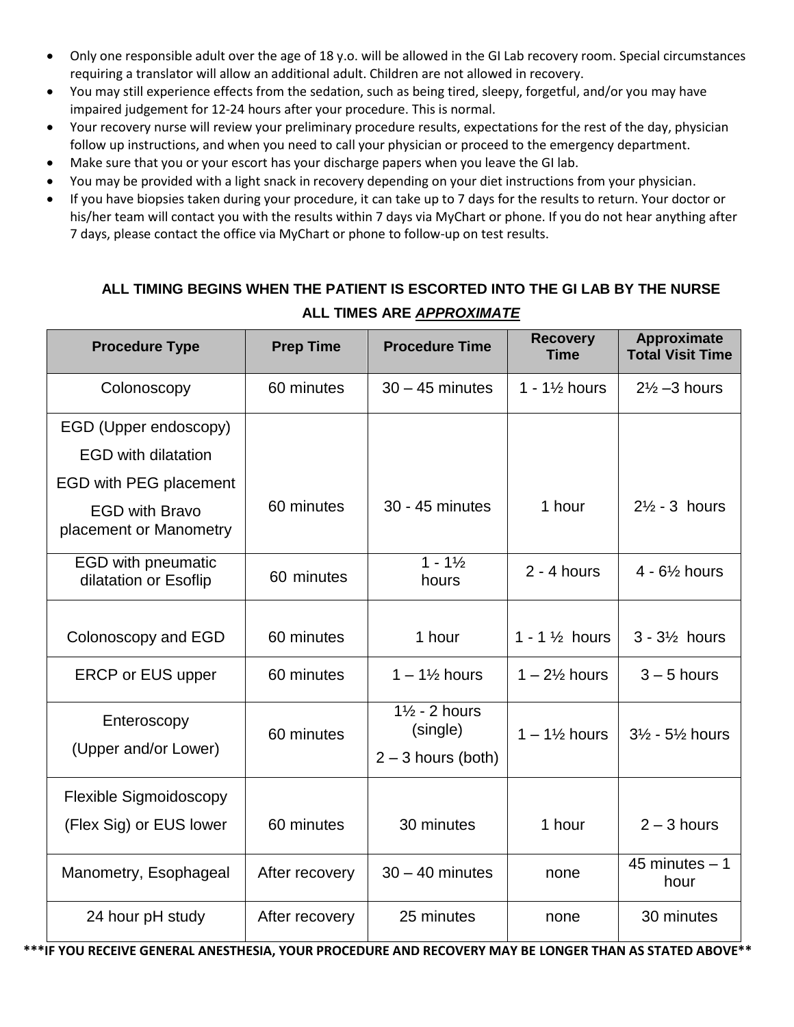- Only one responsible adult over the age of 18 y.o. will be allowed in the GI Lab recovery room. Special circumstances requiring a translator will allow an additional adult. Children are not allowed in recovery.
- You may still experience effects from the sedation, such as being tired, sleepy, forgetful, and/or you may have impaired judgement for 12-24 hours after your procedure. This is normal.
- Your recovery nurse will review your preliminary procedure results, expectations for the rest of the day, physician follow up instructions, and when you need to call your physician or proceed to the emergency department.
- Make sure that you or your escort has your discharge papers when you leave the GI lab.
- You may be provided with a light snack in recovery depending on your diet instructions from your physician.
- If you have biopsies taken during your procedure, it can take up to 7 days for the results to return. Your doctor or his/her team will contact you with the results within 7 days via MyChart or phone. If you do not hear anything after 7 days, please contact the office via MyChart or phone to follow-up on test results.

**ALL TIMING BEGINS WHEN THE PATIENT IS ESCORTED INTO THE GI LAB BY THE NURSE**

**ALL TIMES ARE _APPROXIMATE_**

| Procedure Type | Prep Time | Procedure Time | Recovery Time | Approximate Total Visit Time |
|---|---|---|---|---|
| Colonoscopy | 60 minutes | 30 – 45 minutes | 1 - 1½ hours | 2½ –3 hours |
| EGD (Upper endoscopy)<br>EGD with dilatation<br>EGD with PEG placement<br>EGD with Bravo placement or Manometry | 60 minutes | 30 - 45 minutes | 1 hour | 2½ - 3 hours |
| EGD with pneumatic dilatation or Esoflip | 60 minutes | 1 - 1½ hours | 2 - 4 hours | 4 - 6½ hours |
| Colonoscopy and EGD | 60 minutes | 1 hour | 1 - 1 ½ hours | 3 - 3½ hours |
| ERCP or EUS upper | 60 minutes | 1 – 1½ hours | 1 – 2½ hours | 3 – 5 hours |
| Enteroscopy<br>(Upper and/or Lower) | 60 minutes | 1½ - 2 hours (single)<br>2 – 3 hours (both) | 1 – 1½ hours | 3½ - 5½ hours |
| Flexible Sigmoidoscopy<br>(Flex Sig) or EUS lower | 60 minutes | 30 minutes | 1 hour | 2 – 3 hours |
| Manometry, Esophageal | After recovery | 30 – 40 minutes | none | 45 minutes – 1 hour |
| 24 hour pH study | After recovery | 25 minutes | none | 30 minutes |

**\*\*\*IF YOU RECEIVE GENERAL ANESTHESIA, YOUR PROCEDURE AND RECOVERY MAY BE LONGER THAN AS STATED ABOVE\*\***